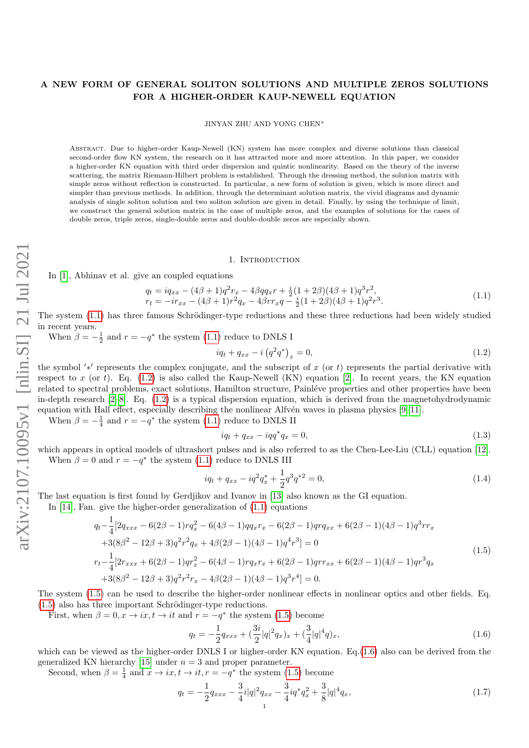# A NEW FORM OF GENERAL SOLITON SOLUTIONS AND MULTIPLE ZEROS SOLUTIONS FOR A HIGHER-ORDER KAUP-NEWELL EQUATION

JINYAN ZHU AND YONG CHEN*

Abstract. Due to higher-order Kaup-Newell (KN) system has more complex and diverse solutions than classical second-order flow KN system, the research on it has attracted more and more attention. In this paper, we consider a higher-order KN equation with third order dispersion and quintic nonlinearity. Based on the theory of the inverse scattering, the matrix Riemann-Hilbert problem is established. Through the dressing method, the solution matrix with simple zeros without reflection is constructed. In particular, a new form of solution is given, which is more direct and simpler than previous methods. In addition, through the determinant solution matrix, the vivid diagrams and dynamic analysis of single soliton solution and two soliton solution are given in detail. Finally, by using the technique of limit, we construct the general solution matrix in the case of multiple zeros, and the examples of solutions for the cases of double zeros, triple zeros, single-double zeros and double-double zeros are especially shown.

## 1. Introduction

In [1], Abhinav et al. give an coupled equations

$$
\begin{array}{l}
q_t = iq_{xx} - (4\beta+1)q^2 r_x - 4\beta q q_x r + \frac{i}{2}(1+2\beta)(4\beta+1)q^3 r^2, \\
r_t = -ir_{xx} - (4\beta+1)r^2 q_x - 4\beta r r_x q - \frac{i}{2}(1+2\beta)(4\beta+1)q^2 r^3.
\end{array}
\tag{1.1}
$$

The system (1.1) has three famous Schrödinger-type reductions and these three reductions had been widely studied in recent years.

When $\beta = -\frac{1}{2}$ and $r = -q^*$ the system (1.1) reduce to DNLS I

$$
iq_t + q_{xx} - i\left(q^2 q^*\right)_x = 0,
\tag{1.2}
$$

the symbol $'*'$ represents the complex conjugate, and the subscript of $x$ (or $t$) represents the partial derivative with respect to $x$ (or $t$). Eq. (1.2) is also called the Kaup-Newell (KN) equation [2]. In recent years, the KN equation related to spectral problems, exact solutions, Hamilton structure, Painléve properties and other properties have been in-depth research [2–8]. Eq. (1.2) is a typical dispersion equation, which is derived from the magnetohydrodynamic equation with Hall effect, especially describing the nonlinear Alfvén waves in plasma physics [9–11].

When $\beta = -\frac{1}{4}$ and $r = -q^*$ the system (1.1) reduce to DNLS II

$$
iq_t + q_{xx} - iqq^* q_x = 0,
\tag{1.3}
$$

which appears in optical models of ultrashort pulses and is also referred to as the Chen-Lee-Liu (CLL) equation [12].

When $\beta = 0$ and $r = -q^*$ the system (1.1) reduce to DNLS III

$$
iq_t + q_{xx} - iq^2 q^*_x + \frac{1}{2}q^3 q^{*2} = 0,
\tag{1.4}
$$

The last equation is first found by Gerdjikov and Ivanov in [13] also known as the GI equation.

In [14], Fan. give the higher-order generalization of (1.1) equations

$$
\begin{array}{l}
q_t - \frac{1}{4}[2q_{xxx} - 6(2\beta-1)rq_x^2 - 6(4\beta-1)qq_x r_x - 6(2\beta-1)qrq_{xx} + 6(2\beta-1)(4\beta-1)q^3 r r_x \\
\quad +3(8\beta^2 - 12\beta + 3)q^2 r^2 q_x + 4\beta(2\beta-1)(4\beta-1)q^4 r^3] = 0 \\
r_t - \frac{1}{4}[2r_{xxx} + 6(2\beta-1)qr_x^2 - 6(4\beta-1)rq_x r_x + 6(2\beta-1)qrr_{xx} + 6(2\beta-1)(4\beta-1)qr^3 q_x \\
\quad +3(8\beta^2 - 12\beta + 3)q^2 r^2 r_x - 4\beta(2\beta-1)(4\beta-1)q^3 r^4] = 0.
\end{array}
\tag{1.5}
$$

The system (1.5) can be used to describe the higher-order nonlinear effects in nonlinear optics and other fields. Eq. (1.5) also has three important Schrödinger-type reductions.

First, when $\beta = 0, x \to ix, t \to it$ and $r = -q^*$ the system (1.5) become

$$
q_t = -\frac{1}{2}q_{xxx} + (\frac{3i}{2}|q|^2 q_x)_x + (\frac{3}{4}|q|^4 q)_x,
\tag{1.6}
$$

which can be viewed as the higher-order DNLS I or higher-order KN equation. Eq.(1.6) also can be derived from the generalized KN hierarchy [15] under $n = 3$ and proper parameter.

Second, when $\beta = \frac{1}{4}$ and $x \to ix, t \to it, r = -q^*$ the system (1.5) become

$$
q_t = -\frac{1}{2}q_{xxx} - \frac{3}{4}i|q|^2 q_{xx} - \frac{3}{4}iq^* q_x^2 + \frac{3}{8}|q|^4 q_x,
\tag{1.7}
$$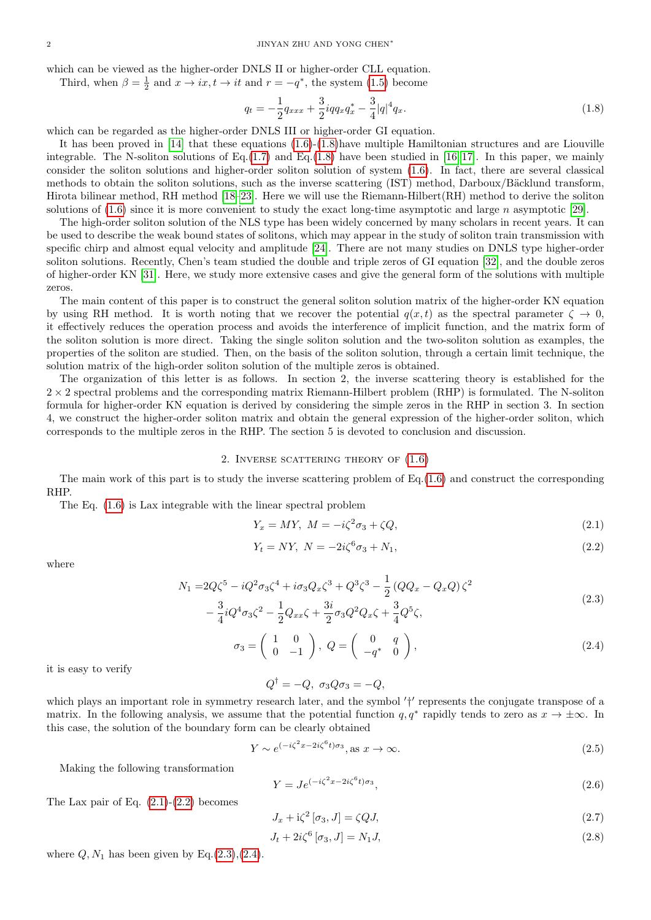which can be viewed as the higher-order DNLS II or higher-order CLL equation.

Third, when $\beta = \frac{1}{2}$ and $x \to ix, t \to it$ and $r = -q^*$, the system (1.5) become

$$q_t = -\frac{1}{2}q_{xxx} + \frac{3}{2}iqq_xq_x^* - \frac{3}{4}|q|^4q_x. \tag{1.8}$$

which can be regarded as the higher-order DNLS III or higher-order GI equation.

It has been proved in [14] that these equations (1.6)-(1.8)have multiple Hamiltonian structures and are Liouville integrable. The N-soliton solutions of Eq.(1.7) and Eq.(1.8) have been studied in [16, 17]. In this paper, we mainly consider the soliton solutions and higher-order soliton solution of system (1.6). In fact, there are several classical methods to obtain the soliton solutions, such as the inverse scattering (IST) method, Darboux/Bäcklund transform, Hirota bilinear method, RH method [18–23]. Here we will use the Riemann-Hilbert(RH) method to derive the soliton solutions of (1.6) since it is more convenient to study the exact long-time asymptotic and large $n$ asymptotic [29].

The high-order soliton solution of the NLS type has been widely concerned by many scholars in recent years. It can be used to describe the weak bound states of solitons, which may appear in the study of soliton train transmission with specific chirp and almost equal velocity and amplitude [24]. There are not many studies on DNLS type higher-order soliton solutions. Recently, Chen's team studied the double and triple zeros of GI equation [32], and the double zeros of higher-order KN [31]. Here, we study more extensive cases and give the general form of the solutions with multiple zeros.

The main content of this paper is to construct the general soliton solution matrix of the higher-order KN equation by using RH method. It is worth noting that we recover the potential $q(x,t)$ as the spectral parameter $\zeta \to 0$, it effectively reduces the operation process and avoids the interference of implicit function, and the matrix form of the soliton solution is more direct. Taking the single soliton solution and the two-soliton solution as examples, the properties of the soliton are studied. Then, on the basis of the soliton solution, through a certain limit technique, the solution matrix of the high-order soliton solution of the multiple zeros is obtained.

The organization of this letter is as follows. In section 2, the inverse scattering theory is established for the $2 \times 2$ spectral problems and the corresponding matrix Riemann-Hilbert problem (RHP) is formulated. The N-soliton formula for higher-order KN equation is derived by considering the simple zeros in the RHP in section 3. In section 4, we construct the higher-order soliton matrix and obtain the general expression of the higher-order soliton, which corresponds to the multiple zeros in the RHP. The section 5 is devoted to conclusion and discussion.

## 2. Inverse scattering theory of (1.6)

The main work of this part is to study the inverse scattering problem of Eq.(1.6) and construct the corresponding RHP.

The Eq. (1.6) is Lax integrable with the linear spectral problem

$$Y_x = MY, \ M = -i\zeta^2\sigma_3 + \zeta Q, \tag{2.1}$$

$$Y_t = NY, \ N = -2i\zeta^6\sigma_3 + N_1, \tag{2.2}$$

where

$$\begin{aligned} N_1 =& 2Q\zeta^5 - iQ^2\sigma_3\zeta^4 + i\sigma_3 Q_x\zeta^3 + Q^3\zeta^3 - \frac{1}{2}\left(QQ_x - Q_xQ\right)\zeta^2 \\ & - \frac{3}{4}iQ^4\sigma_3\zeta^2 - \frac{1}{2}Q_{xx}\zeta + \frac{3i}{2}\sigma_3 Q^2 Q_x\zeta + \frac{3}{4}Q^5\zeta, \end{aligned} \tag{2.3}$$

$$\sigma_3 = \begin{pmatrix} 1 & 0 \\ 0 & -1 \end{pmatrix}, \ Q = \begin{pmatrix} 0 & q \\ -q^* & 0 \end{pmatrix}, \tag{2.4}$$

it is easy to verify

$$Q^\dagger = -Q, \ \sigma_3 Q \sigma_3 = -Q,$$

which plays an important role in symmetry research later, and the symbol $'\dagger'$ represents the conjugate transpose of a matrix. In the following analysis, we assume that the potential function $q, q^*$ rapidly tends to zero as $x \to \pm\infty$. In this case, the solution of the boundary form can be clearly obtained

$$Y \sim e^{(-i\zeta^2 x - 2i\zeta^6 t)\sigma_3}, \text{as } x \to \infty. \tag{2.5}$$

Making the following transformation

$$Y = Je^{(-i\zeta^2 x - 2i\zeta^6 t)\sigma_3}, \tag{2.6}$$

The Lax pair of Eq. (2.1)-(2.2) becomes

$$J_x + i\zeta^2\left[\sigma_3, J\right] = \zeta QJ, \tag{2.7}$$

$$J_t + 2i\zeta^6\left[\sigma_3, J\right] = N_1 J, \tag{2.8}$$

where $Q, N_1$ has been given by Eq.(2.3),(2.4).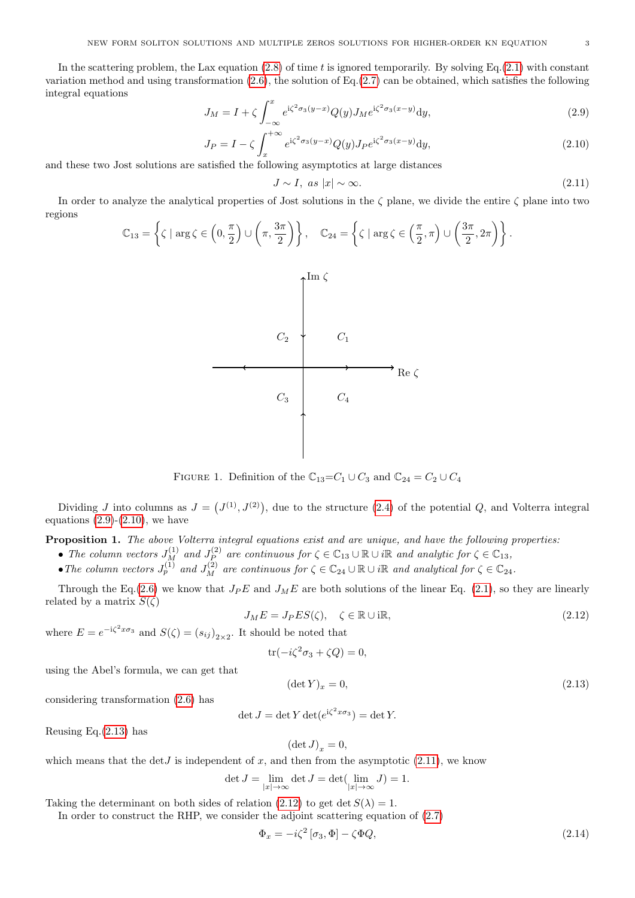In the scattering problem, the Lax equation (2.8) of time $t$ is ignored temporarily. By solving Eq.(2.1) with constant variation method and using transformation (2.6), the solution of Eq.(2.7) can be obtained, which satisfies the following integral equations

$$J_M = I + \zeta \int_{-\infty}^{x} e^{\mathrm{i}\zeta^2\sigma_3(y-x)} Q(y) J_M e^{\mathrm{i}\zeta^2\sigma_3(x-y)} \mathrm{d}y, \tag{2.9}$$

$$J_P = I - \zeta \int_{x}^{+\infty} e^{\mathrm{i}\zeta^2\sigma_3(y-x)} Q(y) J_P e^{\mathrm{i}\zeta^2\sigma_3(x-y)} \mathrm{d}y, \tag{2.10}$$

and these two Jost solutions are satisfied the following asymptotics at large distances

$$J \sim I, \ as \ |x| \sim \infty. \tag{2.11}$$

In order to analyze the analytical properties of Jost solutions in the $\zeta$ plane, we divide the entire $\zeta$ plane into two regions

$$\mathbb{C}_{13} = \left\{ \zeta \mid \arg\zeta \in \left(0, \frac{\pi}{2}\right) \cup \left(\pi, \frac{3\pi}{2}\right) \right\}, \quad \mathbb{C}_{24} = \left\{ \zeta \mid \arg\zeta \in \left(\frac{\pi}{2}, \pi\right) \cup \left(\frac{3\pi}{2}, 2\pi\right) \right\}.$$

FIGURE 1. Definition of the $\mathbb{C}_{13}$=$C_1 \cup C_3$ and $\mathbb{C}_{24} = C_2 \cup C_4$

Dividing $J$ into columns as $J = \left(J^{(1)}, J^{(2)}\right)$, due to the structure (2.4) of the potential $Q$, and Volterra integral equations (2.9)-(2.10), we have

**Proposition 1.** *The above Volterra integral equations exist and are unique, and have the following properties:*

- *The column vectors $J_M^{(1)}$ and $J_P^{(2)}$ are continuous for $\zeta \in \mathbb{C}_{13} \cup \mathbb{R} \cup i\mathbb{R}$ and analytic for $\zeta \in \mathbb{C}_{13}$,*
- *The column vectors $J_p^{(1)}$ and $J_M^{(2)}$ are continuous for $\zeta \in \mathbb{C}_{24} \cup \mathbb{R} \cup i\mathbb{R}$ and analytical for $\zeta \in \mathbb{C}_{24}$.*

Through the Eq.(2.6) we know that $J_P E$ and $J_M E$ are both solutions of the linear Eq. (2.1), so they are linearly related by a matrix $S(\zeta)$

$$J_M E = J_P E S(\zeta), \quad \zeta \in \mathbb{R} \cup \mathrm{i}\mathbb{R}, \tag{2.12}$$

where $E = e^{-\mathrm{i}\zeta^2 x\sigma_3}$ and $S(\zeta) = (s_{ij})_{2\times2}$. It should be noted that

$$\operatorname{tr}(-i\zeta^2\sigma_3 + \zeta Q) = 0,$$

using the Abel's formula, we can get that

$$(\det Y)_x = 0, \tag{2.13}$$

considering transformation (2.6) has

$$\det J = \det Y \det(e^{\mathrm{i}\zeta^2 x\sigma_3}) = \det Y.$$

Reusing Eq.(2.13) has

$$(\det J)_x = 0,$$

which means that the $\det J$ is independent of $x$, and then from the asymptotic (2.11), we know

$$\det J = \lim_{|x|\to\infty} \det J = \det(\lim_{|x|\to\infty} J) = 1.$$

Taking the determinant on both sides of relation (2.12) to get $\det S(\lambda) = 1$.

In order to construct the RHP, we consider the adjoint scattering equation of (2.7)

$$\Phi_x = -i\zeta^2 \left[\sigma_3, \Phi\right] - \zeta \Phi Q, \tag{2.14}$$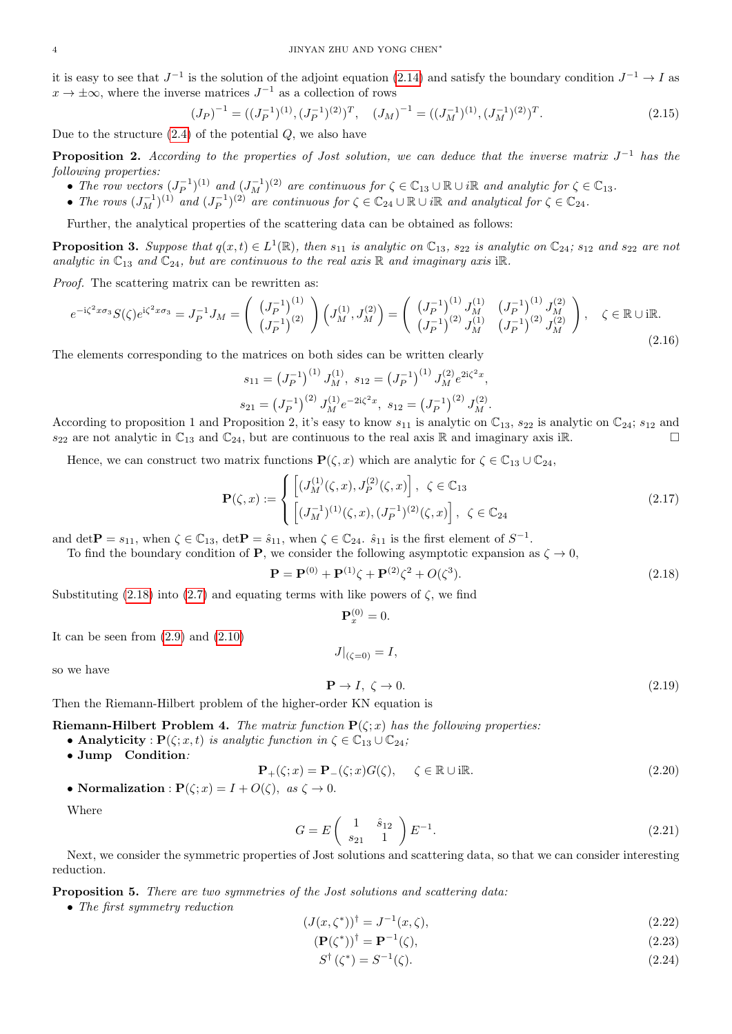it is easy to see that $J^{-1}$ is the solution of the adjoint equation (2.14) and satisfy the boundary condition $J^{-1} \to I$ as $x \to \pm\infty$, where the inverse matrices $J^{-1}$ as a collection of rows

$$(J_P)^{-1} = ((J_P^{-1})^{(1)}, (J_P^{-1})^{(2)})^T, \quad (J_M)^{-1} = ((J_M^{-1})^{(1)}, (J_M^{-1})^{(2)})^T. \tag{2.15}$$

Due to the structure (2.4) of the potential $Q$, we also have

**Proposition 2.** *According to the properties of Jost solution, we can deduce that the inverse matrix $J^{-1}$ has the following properties:*

- *The row vectors $(J_P^{-1})^{(1)}$ and $(J_M^{-1})^{(2)}$ are continuous for $\zeta \in \mathbb{C}_{13} \cup \mathbb{R} \cup i\mathbb{R}$ and analytic for $\zeta \in \mathbb{C}_{13}$.*
- *The rows $(J_M^{-1})^{(1)}$ and $(J_P^{-1})^{(2)}$ are continuous for $\zeta \in \mathbb{C}_{24} \cup \mathbb{R} \cup i\mathbb{R}$ and analytical for $\zeta \in \mathbb{C}_{24}$.*

Further, the analytical properties of the scattering data can be obtained as follows:

**Proposition 3.** *Suppose that $q(x,t) \in L^1(\mathbb{R})$, then $s_{11}$ is analytic on $\mathbb{C}_{13}$, $s_{22}$ is analytic on $\mathbb{C}_{24}$; $s_{12}$ and $s_{22}$ are not analytic in $\mathbb{C}_{13}$ and $\mathbb{C}_{24}$, but are continuous to the real axis $\mathbb{R}$ and imaginary axis $i\mathbb{R}$.*

*Proof.* The scattering matrix can be rewritten as:

$$e^{-i\zeta^2 x\sigma_3} S(\zeta) e^{i\zeta^2 x\sigma_3} = J_P^{-1} J_M = \begin{pmatrix} \left(J_P^{-1}\right)^{(1)} \\ \left(J_P^{-1}\right)^{(2)} \end{pmatrix} \left(J_M^{(1)}, J_M^{(2)}\right) = \begin{pmatrix} \left(J_P^{-1}\right)^{(1)} J_M^{(1)} & \left(J_P^{-1}\right)^{(1)} J_M^{(2)} \\ \left(J_P^{-1}\right)^{(2)} J_M^{(1)} & \left(J_P^{-1}\right)^{(2)} J_M^{(2)} \end{pmatrix}, \quad \zeta \in \mathbb{R} \cup i\mathbb{R}. \tag{2.16}$$

The elements corresponding to the matrices on both sides can be written clearly

$$s_{11} = \left(J_P^{-1}\right)^{(1)} J_M^{(1)}, \ s_{12} = \left(J_P^{-1}\right)^{(1)} J_M^{(2)} e^{2i\zeta^2 x},$$
$$s_{21} = \left(J_P^{-1}\right)^{(2)} J_M^{(1)} e^{-2i\zeta^2 x}, \ s_{12} = \left(J_P^{-1}\right)^{(2)} J_M^{(2)}.$$

According to proposition 1 and Proposition 2, it's easy to know $s_{11}$ is analytic on $\mathbb{C}_{13}$, $s_{22}$ is analytic on $\mathbb{C}_{24}$; $s_{12}$ and $s_{22}$ are not analytic in $\mathbb{C}_{13}$ and $\mathbb{C}_{24}$, but are continuous to the real axis $\mathbb{R}$ and imaginary axis $i\mathbb{R}$. □

Hence, we can construct two matrix functions $\mathbf{P}(\zeta, x)$ which are analytic for $\zeta \in \mathbb{C}_{13} \cup \mathbb{C}_{24}$,

$$\mathbf{P}(\zeta, x) := \begin{cases} \left[ (J_M^{(1)}(\zeta, x), J_P^{(2)}(\zeta, x) \right], \ \zeta \in \mathbb{C}_{13} \\ \left[ (J_M^{-1})^{(1)}(\zeta, x), (J_P^{-1})^{(2)}(\zeta, x) \right], \ \zeta \in \mathbb{C}_{24} \end{cases} \tag{2.17}$$

and $\det\mathbf{P} = s_{11}$, when $\zeta \in \mathbb{C}_{13}$, $\det\mathbf{P} = \hat{s}_{11}$, when $\zeta \in \mathbb{C}_{24}$. $\hat{s}_{11}$ is the first element of $S^{-1}$.

To find the boundary condition of $\mathbf{P}$, we consider the following asymptotic expansion as $\zeta \to 0$,

$$\mathbf{P} = \mathbf{P}^{(0)} + \mathbf{P}^{(1)}\zeta + \mathbf{P}^{(2)}\zeta^2 + O(\zeta^3). \tag{2.18}$$

Substituting (2.18) into (2.7) and equating terms with like powers of $\zeta$, we find

$$\mathbf{P}_x^{(0)} = 0.$$

It can be seen from (2.9) and (2.10)

$$J|_{(\zeta=0)} = I,$$

so we have

$$\mathbf{P} \to I, \ \zeta \to 0. \tag{2.19}$$

Then the Riemann-Hilbert problem of the higher-order KN equation is

**Riemann-Hilbert Problem 4.** *The matrix function $\mathbf{P}(\zeta; x)$ has the following properties:*

- **Analyticity** : $\mathbf{P}(\zeta; x, t)$ *is analytic function in $\zeta \in \mathbb{C}_{13} \cup \mathbb{C}_{24}$;*
- **Jump Condition**:

$$\mathbf{P}_+(\zeta; x) = \mathbf{P}_-(\zeta; x) G(\zeta), \quad \zeta \in \mathbb{R} \cup i\mathbb{R}. \tag{2.20}$$

- **Normalization** : $\mathbf{P}(\zeta; x) = I + O(\zeta)$, *as $\zeta \to 0$.*

Where

$$G = E \begin{pmatrix} 1 & \hat{s}_{12} \\ s_{21} & 1 \end{pmatrix} E^{-1}. \tag{2.21}$$

Next, we consider the symmetric properties of Jost solutions and scattering data, so that we can consider interesting reduction.

**Proposition 5.** *There are two symmetries of the Jost solutions and scattering data:*

- *The first symmetry reduction*

$$(J(x, \zeta^*))^\dagger = J^{-1}(x, \zeta), \tag{2.22}$$
$$(\mathbf{P}(\zeta^*))^\dagger = \mathbf{P}^{-1}(\zeta), \tag{2.23}$$
$$S^\dagger(\zeta^*) = S^{-1}(\zeta). \tag{2.24}$$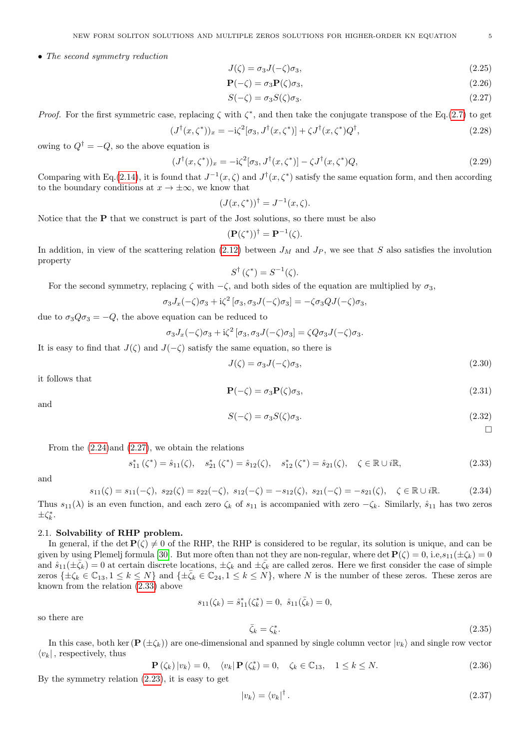- *The second symmetry reduction*

$$J(\zeta) = \sigma_3 J(-\zeta)\sigma_3, \tag{2.25}$$

$$\mathbf{P}(-\zeta) = \sigma_3 \mathbf{P}(\zeta)\sigma_3, \tag{2.26}$$

$$S(-\zeta) = \sigma_3 S(\zeta)\sigma_3. \tag{2.27}$$

*Proof.* For the first symmetric case, replacing $\zeta$ with $\zeta^*$, and then take the conjugate transpose of the Eq.(2.7) to get

$$(J^\dagger(x,\zeta^*))_x = -\mathrm{i}\zeta^2[\sigma_3, J^\dagger(x,\zeta^*)] + \zeta J^\dagger(x,\zeta^*)Q^\dagger, \tag{2.28}$$

owing to $Q^\dagger = -Q$, so the above equation is

$$(J^\dagger(x,\zeta^*))_x = -\mathrm{i}\zeta^2[\sigma_3, J^\dagger(x,\zeta^*)] - \zeta J^\dagger(x,\zeta^*)Q, \tag{2.29}$$

Comparing with Eq.(2.14), it is found that $J^{-1}(x,\zeta)$ and $J^\dagger(x,\zeta^*)$ satisfy the same equation form, and then according to the boundary conditions at $x \to \pm\infty$, we know that

$$(J(x,\zeta^*))^\dagger = J^{-1}(x,\zeta).$$

Notice that the $\mathbf{P}$ that we construct is part of the Jost solutions, so there must be also

$$(\mathbf{P}(\zeta^*))^\dagger = \mathbf{P}^{-1}(\zeta).$$

In addition, in view of the scattering relation (2.12) between $J_M$ and $J_P$, we see that $S$ also satisfies the involution property

$$S^\dagger(\zeta^*) = S^{-1}(\zeta).$$

For the second symmetry, replacing $\zeta$ with $-\zeta$, and both sides of the equation are multiplied by $\sigma_3$,

$$\sigma_3 J_x(-\zeta)\sigma_3 + \mathrm{i}\zeta^2[\sigma_3, \sigma_3 J(-\zeta)\sigma_3] = -\zeta\sigma_3 Q J(-\zeta)\sigma_3,$$

due to $\sigma_3 Q \sigma_3 = -Q$, the above equation can be reduced to

$$\sigma_3 J_x(-\zeta)\sigma_3 + \mathrm{i}\zeta^2[\sigma_3, \sigma_3 J(-\zeta)\sigma_3] = \zeta Q \sigma_3 J(-\zeta)\sigma_3.$$

It is easy to find that $J(\zeta)$ and $J(-\zeta)$ satisfy the same equation, so there is

$$J(\zeta) = \sigma_3 J(-\zeta)\sigma_3, \tag{2.30}$$

it follows that

$$\mathbf{P}(-\zeta) = \sigma_3 \mathbf{P}(\zeta)\sigma_3, \tag{2.31}$$

and

$$S(-\zeta) = \sigma_3 S(\zeta)\sigma_3. \tag{2.32}$$

□

From the (2.24)and (2.27), we obtain the relations

$$s_{11}^*(\zeta^*) = \hat{s}_{11}(\zeta), \quad s_{21}^*(\zeta^*) = \hat{s}_{12}(\zeta), \quad s_{12}^*(\zeta^*) = \hat{s}_{21}(\zeta), \quad \zeta \in \mathbb{R} \cup i\mathbb{R}, \tag{2.33}$$

and

$$s_{11}(\zeta) = s_{11}(-\zeta),\ s_{22}(\zeta) = s_{22}(-\zeta),\ s_{12}(-\zeta) = -s_{12}(\zeta),\ s_{21}(-\zeta) = -s_{21}(\zeta), \quad \zeta \in \mathbb{R} \cup i\mathbb{R}. \tag{2.34}$$

Thus $s_{11}(\lambda)$ is an even function, and each zero $\zeta_k$ of $s_{11}$ is accompanied with zero $-\zeta_k$. Similarly, $\hat{s}_{11}$ has two zeros $\pm\zeta_k^*$.

## 2.1. Solvability of RHP problem.

In general, if the $\det \mathbf{P}(\zeta) \neq 0$ of the RHP, the RHP is considered to be regular, its solution is unique, and can be given by using Plemelj formula [30]. But more often than not they are non-regular, where $\det \mathbf{P}(\zeta) = 0$, i.e,$s_{11}(\pm\zeta_k) = 0$ and $\hat{s}_{11}(\pm\bar{\zeta}_k) = 0$ at certain discrete locations, $\pm\zeta_k$ and $\pm\bar{\zeta}_k$ are called zeros. Here we first consider the case of simple zeros $\{\pm\zeta_k \in \mathbb{C}_{13}, 1 \leq k \leq N\}$ and $\{\pm\bar{\zeta}_k \in \mathbb{C}_{24}, 1 \leq k \leq N\}$, where $N$ is the number of these zeros. These zeros are known from the relation (2.33) above

$$s_{11}(\zeta_k) = \hat{s}_{11}^*(\zeta_k^*) = 0,\ \hat{s}_{11}(\bar{\zeta}_k) = 0,$$

so there are

$$\bar{\zeta}_k = \zeta_k^*. \tag{2.35}$$

In this case, both $\ker(\mathbf{P}(\pm\zeta_k))$ are one-dimensional and spanned by single column vector $|v_k\rangle$ and single row vector $\langle v_k|$, respectively, thus

$$\mathbf{P}(\zeta_k)|v_k\rangle = 0, \quad \langle v_k|\mathbf{P}(\zeta_k^*) = 0, \quad \zeta_k \in \mathbb{C}_{13}, \quad 1 \leq k \leq N. \tag{2.36}$$

By the symmetry relation (2.23), it is easy to get

$$|v_k\rangle = \langle v_k|^\dagger. \tag{2.37}$$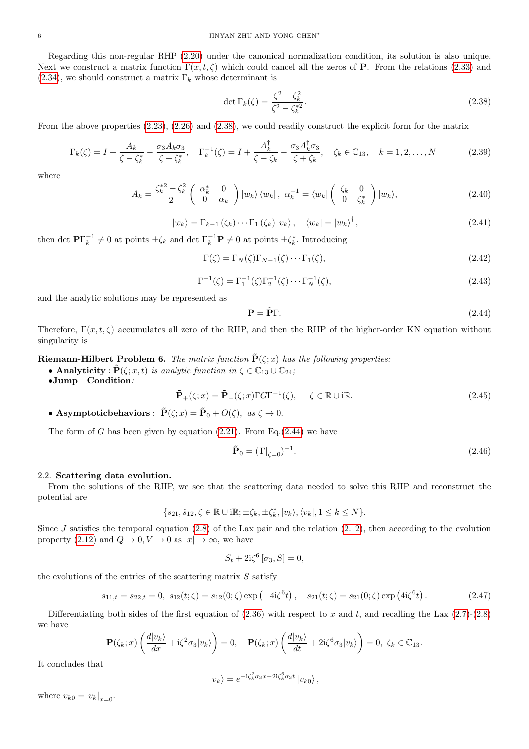Regarding this non-regular RHP (2.20) under the canonical normalization condition, its solution is also unique. Next we construct a matrix function $\Gamma(x,t,\zeta)$ which could cancel all the zeros of $\mathbf{P}$. From the relations (2.33) and (2.34), we should construct a matrix $\Gamma_k$ whose determinant is

$$\det \Gamma_k(\zeta) = \frac{\zeta^2 - \zeta_k^2}{\zeta^2 - \zeta_k^{*2}}. \tag{2.38}$$

From the above properties (2.23), (2.26) and (2.38), we could readily construct the explicit form for the matrix

$$\Gamma_k(\zeta) = I + \frac{A_k}{\zeta - \zeta_k^*} - \frac{\sigma_3 A_k \sigma_3}{\zeta + \zeta_k^*}, \quad \Gamma_k^{-1}(\zeta) = I + \frac{A_k^\dagger}{\zeta - \zeta_k} - \frac{\sigma_3 A_k^\dagger \sigma_3}{\zeta + \zeta_k}, \quad \zeta_k \in \mathbb{C}_{13}, \quad k = 1, 2, \ldots, N \tag{2.39}$$

where

$$A_k = \frac{\zeta_k^{*2} - \zeta_k^2}{2} \begin{pmatrix} \alpha_k^* & 0 \\ 0 & \alpha_k \end{pmatrix} |w_k\rangle \langle w_k|, \ \alpha_k^{-1} = \langle w_k| \begin{pmatrix} \zeta_k & 0 \\ 0 & \zeta_k^* \end{pmatrix} |w_k\rangle, \tag{2.40}$$

$$|w_k\rangle = \Gamma_{k-1}(\zeta_k) \cdots \Gamma_1(\zeta_k) |v_k\rangle, \quad \langle w_k| = |w_k\rangle^\dagger, \tag{2.41}$$

then $\det \mathbf{P}\Gamma_k^{-1} \neq 0$ at points $\pm\zeta_k$ and $\det \Gamma_k^{-1}\mathbf{P} \neq 0$ at points $\pm\zeta_k^*$. Introducing

$$\Gamma(\zeta) = \Gamma_N(\zeta)\Gamma_{N-1}(\zeta) \cdots \Gamma_1(\zeta), \tag{2.42}$$

$$\Gamma^{-1}(\zeta) = \Gamma_1^{-1}(\zeta)\Gamma_2^{-1}(\zeta) \cdots \Gamma_N^{-1}(\zeta), \tag{2.43}$$

and the analytic solutions may be represented as

$$\mathbf{P} = \tilde{\mathbf{P}}\Gamma. \tag{2.44}$$

Therefore, $\Gamma(x,t,\zeta)$ accumulates all zero of the RHP, and then the RHP of the higher-order KN equation without singularity is

**Riemann-Hilbert Problem 6.** *The matrix function $\tilde{\mathbf{P}}(\zeta;x)$ has the following properties:*

- **Analyticity** : $\tilde{\mathbf{P}}(\zeta;x,t)$ *is analytic function in* $\zeta \in \mathbb{C}_{13} \cup \mathbb{C}_{24}$*;*
- **Jump Condition***:*

$$\tilde{\mathbf{P}}_+(\zeta;x) = \tilde{\mathbf{P}}_-(\zeta;x)\Gamma G \Gamma^{-1}(\zeta), \quad \zeta \in \mathbb{R} \cup \mathrm{i}\mathbb{R}. \tag{2.45}$$

- **Asymptoticbehaviors** : $\tilde{\mathbf{P}}(\zeta;x) = \tilde{\mathbf{P}}_0 + O(\zeta)$*, as* $\zeta \to 0$*.*

The form of $G$ has been given by equation (2.21). From Eq.(2.44) we have

$$\tilde{\mathbf{P}}_0 = (\Gamma|_{\zeta=0})^{-1}. \tag{2.46}$$

## 2.2. Scattering data evolution.

From the solutions of the RHP, we see that the scattering data needed to solve this RHP and reconstruct the potential are

$$\{s_{21}, \hat{s}_{12}, \zeta \in \mathbb{R} \cup \mathrm{i}\mathbb{R}; \pm\zeta_k, \pm\zeta_k^*, |v_k\rangle, \langle v_k|, 1 \leq k \leq N\}.$$

Since $J$ satisfies the temporal equation (2.8) of the Lax pair and the relation (2.12), then according to the evolution property (2.12) and $Q \to 0, V \to 0$ as $|x| \to \infty$, we have

$$S_t + 2\mathrm{i}\zeta^6 [\sigma_3, S] = 0,$$

the evolutions of the entries of the scattering matrix $S$ satisfy

$$s_{11,t} = s_{22,t} = 0, \ s_{12}(t;\zeta) = s_{12}(0;\zeta) \exp\left(-4\mathrm{i}\zeta^6 t\right), \quad s_{21}(t;\zeta) = s_{21}(0;\zeta) \exp\left(4\mathrm{i}\zeta^6 t\right). \tag{2.47}$$

Differentiating both sides of the first equation of (2.36) with respect to $x$ and $t$, and recalling the Lax (2.7)-(2.8) we have

$$\mathbf{P}(\zeta_k;x)\left(\frac{d|v_k\rangle}{dx} + \mathrm{i}\zeta^2\sigma_3|v_k\rangle\right) = 0, \quad \mathbf{P}(\zeta_k;x)\left(\frac{d|v_k\rangle}{dt} + 2\mathrm{i}\zeta^6\sigma_3|v_k\rangle\right) = 0, \ \zeta_k \in \mathbb{C}_{13}.$$

It concludes that

$$|v_k\rangle = e^{-\mathrm{i}\zeta_k^2\sigma_3 x - 2\mathrm{i}\zeta_k^6\sigma_3 t} |v_{k0}\rangle,$$

where $v_{k0} = v_k|_{x=0}$.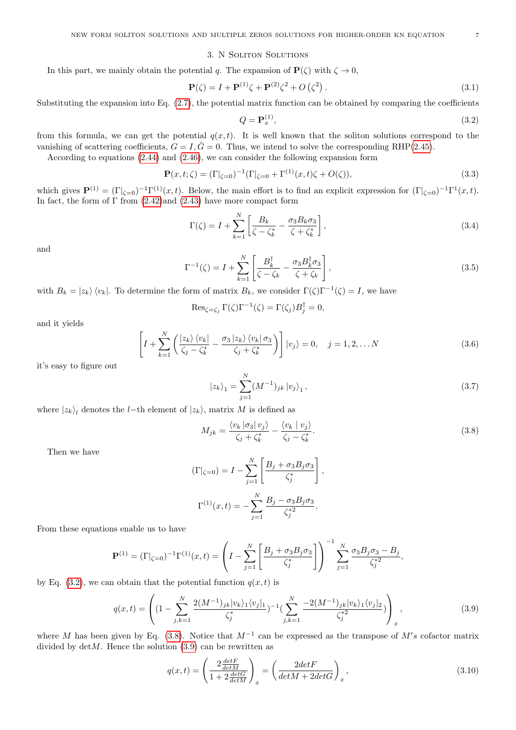## 3. N Soliton Solutions

In this part, we mainly obtain the potential $q$. The expansion of $\mathbf{P}(\zeta)$ with $\zeta \to 0$,

$$\mathbf{P}(\zeta) = I + \mathbf{P}^{(1)}\zeta + \mathbf{P}^{(2)}\zeta^2 + O\left(\zeta^2\right). \tag{3.1}$$

Substituting the expansion into Eq. (2.7), the potential matrix function can be obtained by comparing the coefficients

$$Q = \mathbf{P}_x^{(1)}, \tag{3.2}$$

from this formula, we can get the potential $q(x,t)$. It is well known that the soliton solutions correspond to the vanishing of scattering coefficients, $G = I, \hat{G} = 0$. Thus, we intend to solve the corresponding RHP(2.45).

According to equations (2.44) and (2.46), we can consider the following expansion form

$$\mathbf{P}(x,t;\zeta) = (\Gamma|_{\zeta=0})^{-1}(\Gamma|_{\zeta=0} + \Gamma^{(1)}(x,t)\zeta + O(\zeta)), \tag{3.3}$$

which gives $\mathbf{P}^{(1)} = (\Gamma|_{\zeta=0})^{-1}\Gamma^{(1)}(x,t)$. Below, the main effort is to find an explicit expression for $(\Gamma|_{\zeta=0})^{-1}\Gamma^1(x,t)$. In fact, the form of $\Gamma$ from (2.42)and (2.43) have more compact form

$$\Gamma(\zeta) = I + \sum_{k=1}^{N}\left[\frac{B_k}{\zeta - \zeta_k^*} - \frac{\sigma_3 B_k \sigma_3}{\zeta + \zeta_k^*}\right], \tag{3.4}$$

and

$$\Gamma^{-1}(\zeta) = I + \sum_{k=1}^{N}\left[\frac{B_k^\dagger}{\zeta - \zeta_k} - \frac{\sigma_3 B_k^\dagger \sigma_3}{\zeta + \zeta_k}\right], \tag{3.5}$$

with $B_k = |z_k\rangle\langle v_k|$. To determine the form of matrix $B_k$, we consider $\Gamma(\zeta)\Gamma^{-1}(\zeta) = I$, we have

$$\operatorname{Res}_{\zeta=\zeta_j}\Gamma(\zeta)\Gamma^{-1}(\zeta) = \Gamma(\zeta_j)B_j^\dagger = 0,$$

and it yields

$$\left[I + \sum_{k=1}^{N}\left(\frac{|z_k\rangle\langle v_k|}{\zeta_j - \zeta_k^*} - \frac{\sigma_3|z_k\rangle\langle v_k|\sigma_3}{\zeta_j + \zeta_k^*}\right)\right]|v_j\rangle = 0, \quad j = 1,2,\ldots N \tag{3.6}$$

it's easy to figure out

$$|z_k\rangle_1 = \sum_{j=1}^{N}(M^{-1})_{jk}|v_j\rangle_1, \tag{3.7}$$

where $|z_k\rangle_l$ denotes the $l-$th element of $|z_k\rangle$, matrix $M$ is defined as

$$M_{jk} = \frac{\langle v_k|\sigma_3|v_j\rangle}{\zeta_j + \zeta_k^*} - \frac{\langle v_k \mid v_j\rangle}{\zeta_j - \zeta_k^*}. \tag{3.8}$$

Then we have

$$(\Gamma|_{\zeta=0}) = I - \sum_{j=1}^{N}\left[\frac{B_j + \sigma_3 B_j \sigma_3}{\zeta_j^*}\right],$$

$$\Gamma^{(1)}(x,t) = -\sum_{j=1}^{N}\frac{B_j - \sigma_3 B_j\sigma_3}{\zeta_j^{*2}}.$$

From these equations enable us to have

$$\mathbf{P}^{(1)} = (\Gamma|_{\zeta=0})^{-1}\Gamma^{(1)}(x,t) = \left(I - \sum_{j=1}^{N}\left[\frac{B_j + \sigma_3 B_j\sigma_3}{\zeta_j^*}\right]\right)^{-1}\sum_{j=1}^{N}\frac{\sigma_3 B_j \sigma_3 - B_j}{\zeta_j^{*2}},$$

by Eq. (3.2), we can obtain that the potential function $q(x,t)$ is

$$q(x,t) = \left((1 - \sum_{j,k=1}^{N}\frac{2(M^{-1})_{jk}|v_k\rangle_1\langle v_j|_1}{\zeta_j^*})^{-1}(\sum_{j,k=1}^{N}\frac{-2(M^{-1})_{jk}|v_k\rangle_1\langle v_j|_2}{\zeta_j^{*2}})\right)_x, \tag{3.9}$$

where $M$ has been given by Eq. (3.8). Notice that $M^{-1}$ can be expressed as the transpose of $M's$ cofactor matrix divided by det$M$. Hence the solution (3.9) can be rewritten as

$$q(x,t) = \left(\frac{2\frac{detF}{detM}}{1 + 2\frac{detG}{detM}}\right)_x = \left(\frac{2detF}{detM + 2detG}\right)_x, \tag{3.10}$$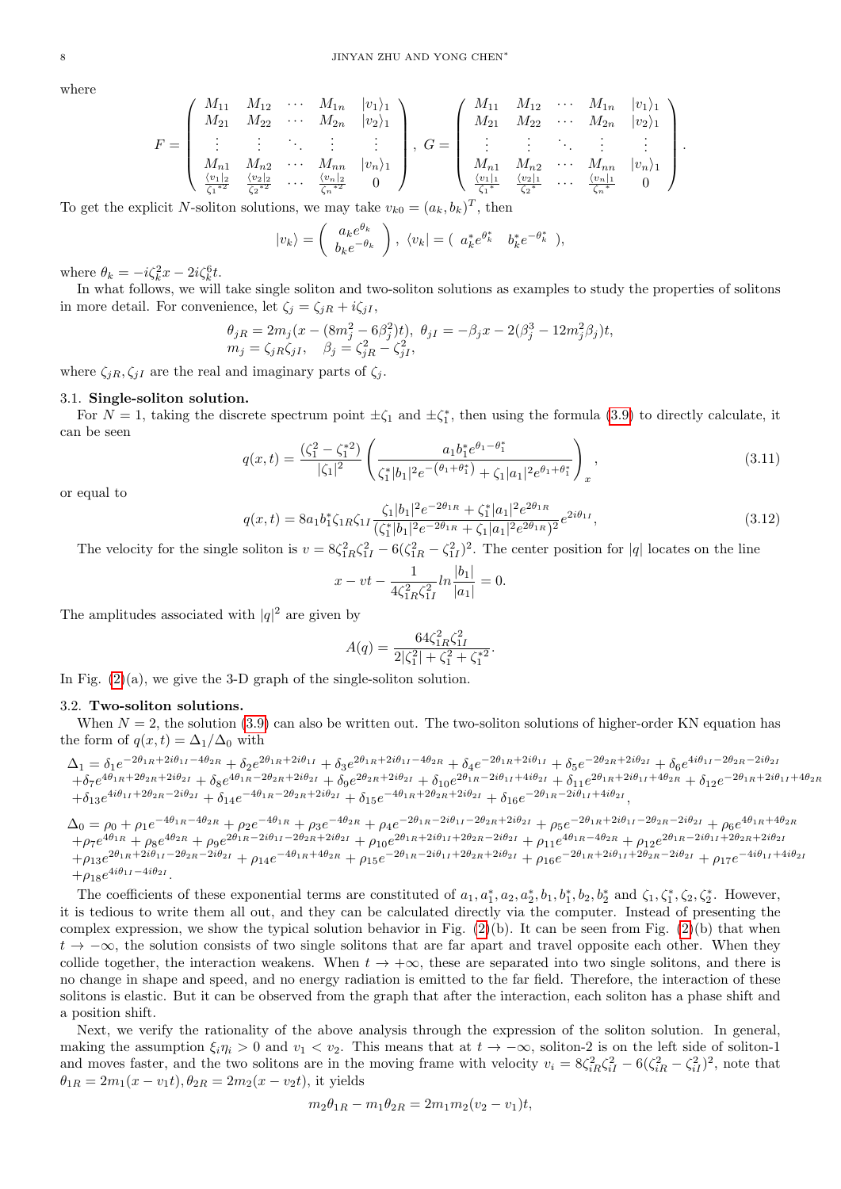where

$$F=\begin{pmatrix} M_{11} & M_{12} & \cdots & M_{1n} & |v_1\rangle_1 \\ M_{21} & M_{22} & \cdots & M_{2n} & |v_2\rangle_1 \\ \vdots & \vdots & \ddots & \vdots & \vdots \\ M_{n1} & M_{n2} & \cdots & M_{nn} & |v_n\rangle_1 \\ \frac{\langle v_1|_2}{\zeta_1^{*2}} & \frac{\langle v_2|_2}{\zeta_2^{*2}} & \cdots & \frac{\langle v_n|_2}{\zeta_n^{*2}} & 0 \end{pmatrix},\ G=\begin{pmatrix} M_{11} & M_{12} & \cdots & M_{1n} & |v_1\rangle_1 \\ M_{21} & M_{22} & \cdots & M_{2n} & |v_2\rangle_1 \\ \vdots & \vdots & \ddots & \vdots & \vdots \\ M_{n1} & M_{n2} & \cdots & M_{nn} & |v_n\rangle_1 \\ \frac{\langle v_1|_1}{\zeta_1^{*}} & \frac{\langle v_2|_1}{\zeta_2^{*}} & \cdots & \frac{\langle v_n|_1}{\zeta_n^{*}} & 0 \end{pmatrix}.$$

To get the explicit $N$-soliton solutions, we may take $v_{k0}=(a_k,b_k)^T$, then

$$|v_k\rangle=\begin{pmatrix} a_k e^{\theta_k} \\ b_k e^{-\theta_k}\end{pmatrix},\ \langle v_k|=\begin{pmatrix} a_k^* e^{\theta_k^*} & b_k^* e^{-\theta_k^*}\end{pmatrix},$$

where $\theta_k=-i\zeta_k^2x-2i\zeta_k^6t$.

In what follows, we will take single soliton and two-soliton solutions as examples to study the properties of solitons in more detail. For convenience, let $\zeta_j=\zeta_{jR}+i\zeta_{jI}$,

$$\begin{aligned}&\theta_{jR}=2m_j(x-(8m_j^2-6\beta_j^2)t),\ \theta_{jI}=-\beta_jx-2(\beta_j^3-12m_j^2\beta_j)t,\\ &m_j=\zeta_{jR}\zeta_{jI},\quad \beta_j=\zeta_{jR}^2-\zeta_{jI}^2,\end{aligned}$$

where $\zeta_{jR},\zeta_{jI}$ are the real and imaginary parts of $\zeta_j$.

### 3.1. Single-soliton solution.

For $N=1$, taking the discrete spectrum point $\pm\zeta_1$ and $\pm\zeta_1^*$, then using the formula (3.9) to directly calculate, it can be seen

$$q(x,t)=\frac{(\zeta_1^2-\zeta_1^{*2})}{|\zeta_1|^2}\left(\frac{a_1b_1^*e^{\theta_1-\theta_1^*}}{\zeta_1^*|b_1|^2e^{-(\theta_1+\theta_1^*)}+\zeta_1|a_1|^2e^{\theta_1+\theta_1^*}}\right)_x,\tag{3.11}$$

or equal to

$$q(x,t)=8a_1b_1^*\zeta_{1R}\zeta_{1I}\frac{\zeta_1|b_1|^2e^{-2\theta_{1R}}+\zeta_1^*|a_1|^2e^{2\theta_{1R}}}{(\zeta_1^*|b_1|^2e^{-2\theta_{1R}}+\zeta_1|a_1|^2e^{2\theta_{1R}})^2}e^{2i\theta_{1I}},\tag{3.12}$$

The velocity for the single soliton is $v=8\zeta_{1R}^2\zeta_{1I}^2-6(\zeta_{1R}^2-\zeta_{1I}^2)^2$. The center position for $|q|$ locates on the line

$$x-vt-\frac{1}{4\zeta_{1R}^2\zeta_{1I}^2}ln\frac{|b_1|}{|a_1|}=0.$$

The amplitudes associated with $|q|^2$ are given by

$$A(q)=\frac{64\zeta_{1R}^2\zeta_{1I}^2}{2|\zeta_1^2|+\zeta_1^2+\zeta_1^{*2}}.$$

In Fig. (2)(a), we give the 3-D graph of the single-soliton solution.

### 3.2. Two-soliton solutions.

When $N=2$, the solution (3.9) can also be written out. The two-soliton solutions of higher-order KN equation has the form of $q(x,t)=\Delta_1/\Delta_0$ with

$$\begin{aligned}\Delta_1=&\,\delta_1e^{-2\theta_{1R}+2i\theta_{1I}-4\theta_{2R}}+\delta_2e^{2\theta_{1R}+2i\theta_{1I}}+\delta_3e^{2\theta_{1R}+2i\theta_{1I}-4\theta_{2R}}+\delta_4e^{-2\theta_{1R}+2i\theta_{1I}}+\delta_5e^{-2\theta_{2R}+2i\theta_{2I}}+\delta_6e^{4i\theta_{1I}-2\theta_{2R}-2i\theta_{2I}}\\ &+\delta_7e^{4\theta_{1R}+2\theta_{2R}+2i\theta_{2I}}+\delta_8e^{4\theta_{1R}-2\theta_{2R}+2i\theta_{2I}}+\delta_9e^{2\theta_{2R}+2i\theta_{2I}}+\delta_{10}e^{2\theta_{1R}-2i\theta_{1I}+4i\theta_{2I}}+\delta_{11}e^{2\theta_{1R}+2i\theta_{1I}+4\theta_{2R}}+\delta_{12}e^{-2\theta_{1R}+2i\theta_{1I}+4\theta_{2R}}\\ &+\delta_{13}e^{4i\theta_{1I}+2\theta_{2R}-2i\theta_{2I}}+\delta_{14}e^{-4\theta_{1R}-2\theta_{2R}+2i\theta_{2I}}+\delta_{15}e^{-4\theta_{1R}+2\theta_{2R}+2i\theta_{2I}}+\delta_{16}e^{-2\theta_{1R}-2i\theta_{1I}+4i\theta_{2I}},\end{aligned}$$

$$\begin{aligned}\Delta_0=&\,\rho_0+\rho_1e^{-4\theta_{1R}-4\theta_{2R}}+\rho_2e^{-4\theta_{1R}}+\rho_3e^{-4\theta_{2R}}+\rho_4e^{-2\theta_{1R}-2i\theta_{1I}-2\theta_{2R}+2i\theta_{2I}}+\rho_5e^{-2\theta_{1R}+2i\theta_{1I}-2\theta_{2R}-2i\theta_{2I}}+\rho_6e^{4\theta_{1R}+4\theta_{2R}}\\ &+\rho_7e^{4\theta_{1R}}+\rho_8e^{4\theta_{2R}}+\rho_9e^{2\theta_{1R}-2i\theta_{1I}-2\theta_{2R}+2i\theta_{2I}}+\rho_{10}e^{2\theta_{1R}+2i\theta_{1I}+2\theta_{2R}-2i\theta_{2I}}+\rho_{11}e^{4\theta_{1R}-4\theta_{2R}}+\rho_{12}e^{2\theta_{1R}-2i\theta_{1I}+2\theta_{2R}+2i\theta_{2I}}\\ &+\rho_{13}e^{2\theta_{1R}+2i\theta_{1I}-2\theta_{2R}-2i\theta_{2I}}+\rho_{14}e^{-4\theta_{1R}+4\theta_{2R}}+\rho_{15}e^{-2\theta_{1R}-2i\theta_{1I}+2\theta_{2R}+2i\theta_{2I}}+\rho_{16}e^{-2\theta_{1R}+2i\theta_{1I}+2\theta_{2R}-2i\theta_{2I}}+\rho_{17}e^{-4i\theta_{1I}+4i\theta_{2I}}\\ &+\rho_{18}e^{4i\theta_{1I}-4i\theta_{2I}}.\end{aligned}$$

The coefficients of these exponential terms are constituted of $a_1,a_1^*,a_2,a_2^*,b_1,b_1^*,b_2,b_2^*$ and $\zeta_1,\zeta_1^*,\zeta_2,\zeta_2^*$. However, it is tedious to write them all out, and they can be calculated directly via the computer. Instead of presenting the complex expression, we show the typical solution behavior in Fig. (2)(b). It can be seen from Fig. (2)(b) that when $t\to-\infty$, the solution consists of two single solitons that are far apart and travel opposite each other. When they collide together, the interaction weakens. When $t\to+\infty$, these are separated into two single solitons, and there is no change in shape and speed, and no energy radiation is emitted to the far field. Therefore, the interaction of these solitons is elastic. But it can be observed from the graph that after the interaction, each soliton has a phase shift and a position shift.

Next, we verify the rationality of the above analysis through the expression of the soliton solution. In general, making the assumption $\xi_i\eta_i>0$ and $v_1<v_2$. This means that at $t\to-\infty$, soliton-2 is on the left side of soliton-1 and moves faster, and the two solitons are in the moving frame with velocity $v_i=8\zeta_{iR}^2\zeta_{iI}^2-6(\zeta_{iR}^2-\zeta_{iI}^2)^2$, note that $\theta_{1R}=2m_1(x-v_1t),\theta_{2R}=2m_2(x-v_2t)$, it yields

$$m_2\theta_{1R}-m_1\theta_{2R}=2m_1m_2(v_2-v_1)t,$$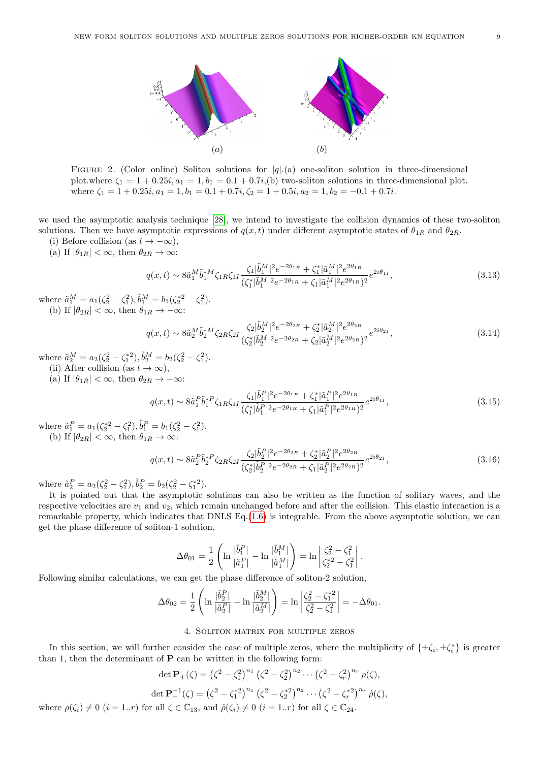FIGURE 2. (Color online) Soliton solutions for $|q|$.(a) one-soliton solution in three-dimensional plot.where $\zeta_1 = 1 + 0.25i, a_1 = 1, b_1 = 0.1 + 0.7i$,(b) two-soliton solutions in three-dimensional plot. where $\zeta_1 = 1 + 0.25i, a_1 = 1, b_1 = 0.1 + 0.7i, \zeta_2 = 1 + 0.5i, a_2 = 1, b_2 = -0.1 + 0.7i$.

we used the asymptotic analysis technique [28], we intend to investigate the collision dynamics of these two-soliton solutions. Then we have asymptotic expressions of $q(x,t)$ under different asymptotic states of $\theta_{1R}$ and $\theta_{2R}$.

(i) Before collision (as $t \to -\infty$),

(a) If $|\theta_{1R}| < \infty$, then $\theta_{2R} \to \infty$:

$$q(x,t) \sim 8\tilde{a}_1^M \tilde{b}_1^{*M} \zeta_{1R}\zeta_{1I} \frac{\zeta_1 |\tilde{b}_1^M|^2 e^{-2\theta_{1R}} + \zeta_1^* |\tilde{a}_1^M|^2 e^{2\theta_{1R}}}{(\zeta_1^* |\tilde{b}_1^M|^2 e^{-2\theta_{1R}} + \zeta_1 |\tilde{a}_1^M|^2 e^{2\theta_{1R}})^2} e^{2i\theta_{1I}}, \tag{3.13}$$

where $\tilde{a}_1^M = a_1(\zeta_2^2 - \zeta_1^2), \tilde{b}_1^M = b_1(\zeta_2^{*2} - \zeta_1^2)$.

(b) If $|\theta_{2R}| < \infty$, then $\theta_{1R} \to -\infty$:

$$q(x,t) \sim 8\tilde{a}_2^M \tilde{b}_2^{*M} \zeta_{2R}\zeta_{2I} \frac{\zeta_2 |\tilde{b}_2^M|^2 e^{-2\theta_{2R}} + \zeta_2^* |\tilde{a}_2^M|^2 e^{2\theta_{2R}}}{(\zeta_2^* |\tilde{b}_2^M|^2 e^{-2\theta_{2R}} + \zeta_2 |\tilde{a}_2^M|^2 e^{2\theta_{2R}})^2} e^{2i\theta_{2I}}, \tag{3.14}$$

where $\tilde{a}_2^M = a_2(\zeta_2^2 - \zeta_1^{*2}), \tilde{b}_2^M = b_2(\zeta_2^2 - \zeta_1^2)$.

(ii) After collision (as $t \to \infty$),

(a) If $|\theta_{1R}| < \infty$, then $\theta_{2R} \to -\infty$:

$$q(x,t) \sim 8\tilde{a}_1^P \tilde{b}_1^{*P} \zeta_{1R}\zeta_{1I} \frac{\zeta_1 |\tilde{b}_1^P|^2 e^{-2\theta_{1R}} + \zeta_1^* |\tilde{a}_1^P|^2 e^{2\theta_{1R}}}{(\zeta_1^* |\tilde{b}_1^P|^2 e^{-2\theta_{1R}} + \zeta_1 |\tilde{a}_1^P|^2 e^{2\theta_{1R}})^2} e^{2i\theta_{1I}}, \tag{3.15}$$

where $\tilde{a}_1^P = a_1(\zeta_2^{*2} - \zeta_1^2), \tilde{b}_1^P = b_1(\zeta_2^2 - \zeta_1^2)$.

(b) If $|\theta_{2R}| < \infty$, then $\theta_{1R} \to \infty$:

$$q(x,t) \sim 8\tilde{a}_2^P \tilde{b}_2^{*P} \zeta_{2R}\zeta_{2I} \frac{\zeta_2 |\tilde{b}_2^P|^2 e^{-2\theta_{2R}} + \zeta_2^* |\tilde{a}_2^P|^2 e^{2\theta_{2R}}}{(\zeta_2^* |\tilde{b}_2^P|^2 e^{-2\theta_{2R}} + \zeta_1 |\tilde{a}_2^P|^2 e^{2\theta_{2R}})^2} e^{2i\theta_{2I}}, \tag{3.16}$$

where $\tilde{a}_2^P = a_2(\zeta_2^2 - \zeta_1^2), \tilde{b}_2^P = b_2(\zeta_2^2 - \zeta_1^{*2})$.

It is pointed out that the asymptotic solutions can also be written as the function of solitary waves, and the respective velocities are $v_1$ and $v_2$, which remain unchanged before and after the collision. This elastic interaction is a remarkable property, which indicates that DNLS Eq.(1.6) is integrable. From the above asymptotic solution, we can get the phase difference of soliton-1 solution,

$$\Delta\theta_{01} = \frac{1}{2}\left(\ln\frac{|\tilde{b}_1^P|}{|\tilde{a}_1^P|} - \ln\frac{|\tilde{b}_1^M|}{|\tilde{a}_1^M|}\right) = \ln\left|\frac{\zeta_2^2 - \zeta_1^2}{\zeta_2^{*2} - \zeta_1^2}\right|.$$

Following similar calculations, we can get the phase difference of soliton-2 solution,

$$\Delta\theta_{02} = \frac{1}{2}\left(\ln\frac{|\tilde{b}_2^P|}{|\tilde{a}_2^P|} - \ln\frac{|\tilde{b}_2^M|}{|\tilde{a}_2^M|}\right) = \ln\left|\frac{\zeta_2^2 - \zeta_1^{*2}}{\zeta_2^2 - \zeta_1^2}\right| = -\Delta\theta_{01}.$$

## 4. Soliton matrix for multiple zeros

In this section, we will further consider the case of multiple zeros, where the multiplicity of $\{\pm\zeta_i, \pm\zeta_i^*\}$ is greater than 1, then the determinant of $\mathbf{P}$ can be written in the following form:

$$\det \mathbf{P}_+(\zeta) = \left(\zeta^2 - \zeta_1^2\right)^{n_1}\left(\zeta^2 - \zeta_2^2\right)^{n_2} \cdots \left(\zeta^2 - \zeta_r^2\right)^{n_r} \rho(\zeta),$$

$$\det \mathbf{P}_-^{-1}(\zeta) = \left(\zeta^2 - \zeta_1^{*2}\right)^{n_1}\left(\zeta^2 - \zeta_2^{*2}\right)^{n_2} \cdots \left(\zeta^2 - \zeta_r^{*2}\right)^{n_r} \hat{\rho}(\zeta),$$

where $\rho(\zeta_i) \neq 0$ $(i = 1..r)$ for all $\zeta \in \mathbb{C}_{13}$, and $\hat{\rho}(\zeta_i) \neq 0$ $(i = 1..r)$ for all $\zeta \in \mathbb{C}_{24}$.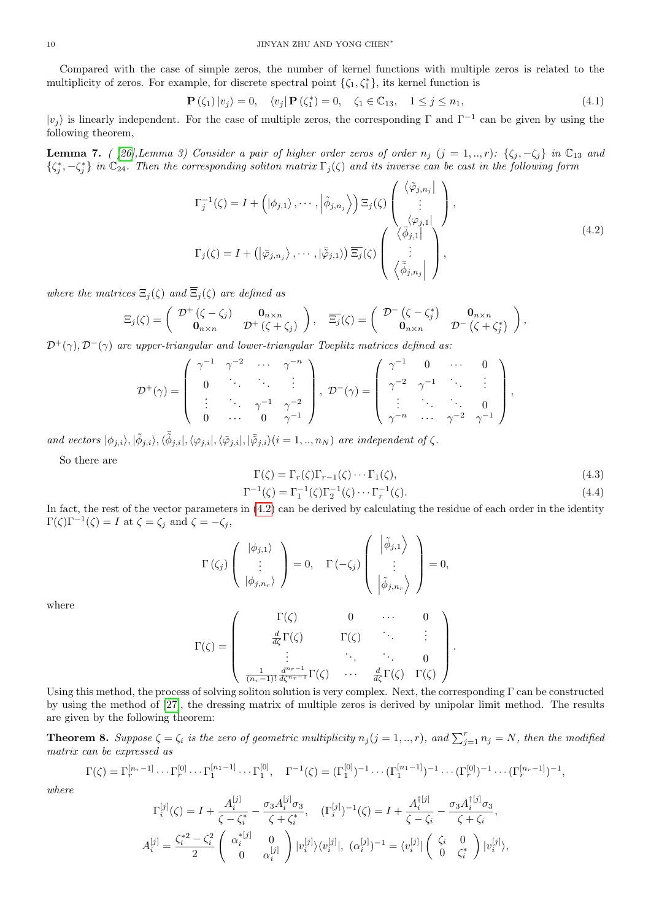Compared with the case of simple zeros, the number of kernel functions with multiple zeros is related to the multiplicity of zeros. For example, for discrete spectral point $\{\zeta_1, \zeta_1^*\}$, its kernel function is

$$
\mathbf{P}(\zeta_1)|v_j\rangle = 0, \quad \langle v_j|\mathbf{P}(\zeta_1^*) = 0, \quad \zeta_1 \in \mathbb{C}_{13}, \quad 1 \le j \le n_1, \tag{4.1}
$$

$|v_j\rangle$ is linearly independent. For the case of multiple zeros, the corresponding $\Gamma$ and $\Gamma^{-1}$ can be given by using the following theorem,

**Lemma 7.** *( [26],Lemma 3) Consider a pair of higher order zeros of order $n_j$ $(j = 1, .., r)$: $\{\zeta_j, -\zeta_j\}$ in $\mathbb{C}_{13}$ and $\{\zeta_j^*, -\zeta_j^*\}$ in $\mathbb{C}_{24}$. Then the corresponding soliton matrix $\Gamma_j(\zeta)$ and its inverse can be cast in the following form*

$$
\begin{aligned}
\Gamma_j^{-1}(\zeta) &= I + \left(|\phi_{j,1}\rangle, \cdots, \left|\tilde{\phi}_{j,n_j}\right\rangle\right) \Xi_j(\zeta) \begin{pmatrix} \left\langle \tilde{\varphi}_{j,n_j}\right| \\ \vdots \\ \langle \varphi_{j,1}| \end{pmatrix}, \\
\Gamma_j(\zeta) &= I + \left(\left|\bar{\varphi}_{j,n_j}\right\rangle, \cdots, \left|\bar{\tilde{\varphi}}_{j,1}\right\rangle\right) \overline{\Xi_j}(\zeta) \begin{pmatrix} \left\langle \bar{\phi}_{j,1}\right| \\ \vdots \\ \left\langle \bar{\tilde{\phi}}_{j,n_j}\right| \end{pmatrix},
\end{aligned} \tag{4.2}
$$

*where the matrices $\Xi_j(\zeta)$ and $\overline{\Xi}_j(\zeta)$ are defined as*

$$
\Xi_j(\zeta) = \begin{pmatrix} \mathcal{D}^+(\zeta - \zeta_j) & \mathbf{0}_{n\times n} \\ \mathbf{0}_{n\times n} & \mathcal{D}^+(\zeta + \zeta_j) \end{pmatrix}, \quad \overline{\Xi_j}(\zeta) = \begin{pmatrix} \mathcal{D}^-(\zeta - \zeta_j^*) & \mathbf{0}_{n\times n} \\ \mathbf{0}_{n\times n} & \mathcal{D}^-(\zeta + \zeta_j^*) \end{pmatrix},
$$

*$\mathcal{D}^+(\gamma), \mathcal{D}^-(\gamma)$ are upper-triangular and lower-triangular Toeplitz matrices defined as:*

$$
\mathcal{D}^+(\gamma) = \begin{pmatrix} \gamma^{-1} & \gamma^{-2} & \cdots & \gamma^{-n} \\ 0 & \ddots & \ddots & \vdots \\ \vdots & \ddots & \gamma^{-1} & \gamma^{-2} \\ 0 & \cdots & 0 & \gamma^{-1} \end{pmatrix}, \quad \mathcal{D}^-(\gamma) = \begin{pmatrix} \gamma^{-1} & 0 & \cdots & 0 \\ \gamma^{-2} & \gamma^{-1} & \ddots & \vdots \\ \vdots & \ddots & \ddots & 0 \\ \gamma^{-n} & \cdots & \gamma^{-2} & \gamma^{-1} \end{pmatrix},
$$

*and vectors $|\phi_{j,i}\rangle, |\tilde{\phi}_{j,i}\rangle, \langle\bar{\tilde{\phi}}_{j,i}|, \langle\varphi_{j,i}|, \langle\tilde{\varphi}_{j,i}|, |\bar{\tilde{\varphi}}_{j,i}\rangle (i = 1, .., n_N)$ are independent of $\zeta$.*

So there are

$$
\Gamma(\zeta) = \Gamma_r(\zeta)\Gamma_{r-1}(\zeta)\cdots\Gamma_1(\zeta), \tag{4.3}
$$

$$
\Gamma^{-1}(\zeta) = \Gamma_1^{-1}(\zeta)\Gamma_2^{-1}(\zeta)\cdots\Gamma_r^{-1}(\zeta). \tag{4.4}
$$

In fact, the rest of the vector parameters in (4.2) can be derived by calculating the residue of each order in the identity $\Gamma(\zeta)\Gamma^{-1}(\zeta) = I$ at $\zeta = \zeta_j$ and $\zeta = -\zeta_j$,

$$
\Gamma(\zeta_j) \begin{pmatrix} |\phi_{j,1}\rangle \\ \vdots \\ |\phi_{j,n_r}\rangle \end{pmatrix} = 0, \quad \Gamma(-\zeta_j) \begin{pmatrix} \left|\tilde{\phi}_{j,1}\right\rangle \\ \vdots \\ \left|\tilde{\phi}_{j,n_r}\right\rangle \end{pmatrix} = 0,
$$

where

$$
\Gamma(\zeta) = \begin{pmatrix} \Gamma(\zeta) & 0 & \cdots & 0 \\ \frac{d}{d\zeta}\Gamma(\zeta) & \Gamma(\zeta) & \ddots & \vdots \\ \vdots & \ddots & \ddots & 0 \\ \frac{1}{(n_r-1)!}\frac{d^{n_r-1}}{d\zeta^{n_r-1}}\Gamma(\zeta) & \cdots & \frac{d}{d\zeta}\Gamma(\zeta) & \Gamma(\zeta) \end{pmatrix}.
$$

Using this method, the process of solving soliton solution is very complex. Next, the corresponding $\Gamma$ can be constructed by using the method of [27], the dressing matrix of multiple zeros is derived by unipolar limit method. The results are given by the following theorem:

**Theorem 8.** *Suppose $\zeta = \zeta_i$ is the zero of geometric multiplicity $n_j (j = 1, .., r)$, and $\sum_{j=1}^{r} n_j = N$, then the modified matrix can be expressed as*

$$
\Gamma(\zeta) = \Gamma_r^{[n_r-1]}\cdots\Gamma_r^{[0]}\cdots\Gamma_1^{[n_1-1]}\cdots\Gamma_1^{[0]}, \quad \Gamma^{-1}(\zeta) = (\Gamma_1^{[0]})^{-1}\cdots(\Gamma_1^{[n_1-1]})^{-1}\cdots(\Gamma_r^{[0]})^{-1}\cdots(\Gamma_r^{[n_r-1]})^{-1},
$$

*where*

$$
\Gamma_i^{[j]}(\zeta) = I + \frac{A_i^{[j]}}{\zeta - \zeta_i^*} - \frac{\sigma_3 A_i^{[j]}\sigma_3}{\zeta + \zeta_i^*}, \quad (\Gamma_i^{[j]})^{-1}(\zeta) = I + \frac{A_i^{\dagger[j]}}{\zeta - \zeta_i} - \frac{\sigma_3 A_i^{\dagger[j]}\sigma_3}{\zeta + \zeta_i},
$$

$$
A_i^{[j]} = \frac{\zeta_i^{*2} - \zeta_i^2}{2} \begin{pmatrix} \alpha_i^{*[j]} & 0 \\ 0 & \alpha_i^{[j]} \end{pmatrix} |v_i^{[j]}\rangle\langle v_i^{[j]}|, \ (\alpha_i^{[j]})^{-1} = \langle v_i^{[j]}| \begin{pmatrix} \zeta_i & 0 \\ 0 & \zeta_i^* \end{pmatrix} |v_i^{[j]}\rangle,
$$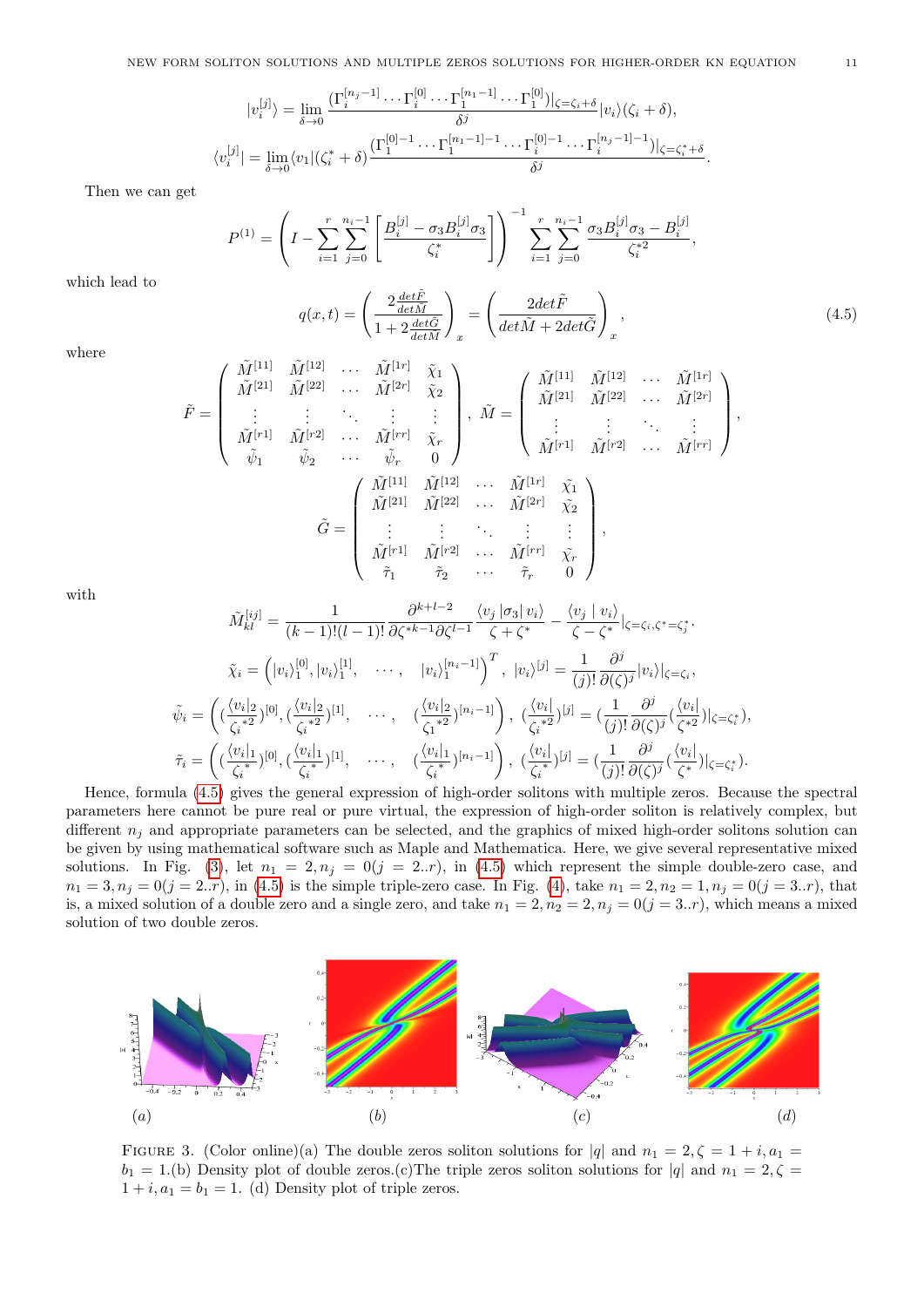$$|v_i^{[j]}\rangle = \lim_{\delta\to 0}\frac{(\Gamma_i^{[n_j-1]}\cdots\Gamma_i^{[0]}\cdots\Gamma_1^{[n_1-1]}\cdots\Gamma_1^{[0]})|_{\zeta=\zeta_i+\delta}}{\delta^j}|v_i\rangle(\zeta_i+\delta),$$

$$\langle v_i^{[j]}| = \lim_{\delta\to 0}\langle v_1|(\zeta_i^*+\delta)\frac{(\Gamma_1^{[0]-1}\cdots\Gamma_1^{[n_1-1]-1}\cdots\Gamma_i^{[0]-1}\cdots\Gamma_i^{[n_j-1]-1})|_{\zeta=\zeta_i^*+\delta}}{\delta^j}.$$

Then we can get

$$P^{(1)} = \left(I - \sum_{i=1}^{r}\sum_{j=0}^{n_i-1}\left[\frac{B_i^{[j]}-\sigma_3 B_i^{[j]}\sigma_3}{\zeta_i^*}\right]\right)^{-1}\sum_{i=1}^{r}\sum_{j=0}^{n_i-1}\frac{\sigma_3 B_i^{[j]}\sigma_3 - B_i^{[j]}}{\zeta_i^{*2}},$$

which lead to

$$q(x,t) = \left(\frac{2\frac{det\tilde{F}}{det\tilde{M}}}{1+2\frac{det\tilde{G}}{det\tilde{M}}}\right)_x = \left(\frac{2det\tilde{F}}{det\tilde{M}+2det\tilde{G}}\right)_x, \tag{4.5}$$

where

$$\tilde{F} = \begin{pmatrix} \tilde{M}^{[11]} & \tilde{M}^{[12]} & \cdots & \tilde{M}^{[1r]} & \tilde{\chi}_1 \\ \tilde{M}^{[21]} & \tilde{M}^{[22]} & \cdots & \tilde{M}^{[2r]} & \tilde{\chi}_2 \\ \vdots & \vdots & \ddots & \vdots & \vdots \\ \tilde{M}^{[r1]} & \tilde{M}^{[r2]} & \cdots & \tilde{M}^{[rr]} & \tilde{\chi}_r \\ \tilde{\psi}_1 & \tilde{\psi}_2 & \cdots & \tilde{\psi}_r & 0 \end{pmatrix}, \quad \tilde{M} = \begin{pmatrix} \tilde{M}^{[11]} & \tilde{M}^{[12]} & \cdots & \tilde{M}^{[1r]} \\ \tilde{M}^{[21]} & \tilde{M}^{[22]} & \cdots & \tilde{M}^{[2r]} \\ \vdots & \vdots & \ddots & \vdots \\ \tilde{M}^{[r1]} & \tilde{M}^{[r2]} & \cdots & \tilde{M}^{[rr]} \end{pmatrix},$$

$$\tilde{G} = \begin{pmatrix} \tilde{M}^{[11]} & \tilde{M}^{[12]} & \cdots & \tilde{M}^{[1r]} & \tilde{\chi}_1 \\ \tilde{M}^{[21]} & \tilde{M}^{[22]} & \cdots & \tilde{M}^{[2r]} & \tilde{\chi}_2 \\ \vdots & \vdots & \ddots & \vdots & \vdots \\ \tilde{M}^{[r1]} & \tilde{M}^{[r2]} & \cdots & \tilde{M}^{[rr]} & \tilde{\chi}_r \\ \tilde{\tau}_1 & \tilde{\tau}_2 & \cdots & \tilde{\tau}_r & 0 \end{pmatrix},$$

with

$$\tilde{M}_{kl}^{[ij]} = \frac{1}{(k-1)!(l-1)!}\frac{\partial^{k+l-2}}{\partial\zeta^{*k-1}\partial\zeta^{l-1}}\frac{\langle v_j|\sigma_3|v_i\rangle}{\zeta+\zeta^*} - \frac{\langle v_j \mid v_i\rangle}{\zeta-\zeta^*}|_{\zeta=\zeta_i,\zeta^*=\zeta_j^*}.$$

$$\tilde{\chi}_i = \left(|v_i\rangle_1^{[0]}, |v_i\rangle_1^{[1]}, \quad \cdots, \quad |v_i\rangle_1^{[n_i-1]}\right)^T, \; |v_i\rangle^{[j]} = \frac{1}{(j)!}\frac{\partial^j}{\partial(\zeta)^j}|v_i\rangle|_{\zeta=\zeta_i},$$

$$\tilde{\psi}_i = \left((\frac{\langle v_i|_2}{\zeta_i^{*2}})^{[0]}, (\frac{\langle v_i|_2}{\zeta_i^{*2}})^{[1]}, \quad \cdots, \quad (\frac{\langle v_i|_2}{\zeta_1^{*2}})^{[n_i-1]}\right), \; (\frac{\langle v_i|}{\zeta_i^{*2}})^{[j]} = (\frac{1}{(j)!}\frac{\partial^j}{\partial(\zeta)^j}(\frac{\langle v_i|}{\zeta^{*2}})|_{\zeta=\zeta_i^*}),$$

$$\tilde{\tau}_i = \left((\frac{\langle v_i|_1}{\zeta_i^{*}})^{[0]}, (\frac{\langle v_i|_1}{\zeta_i^{*}})^{[1]}, \quad \cdots, \quad (\frac{\langle v_i|_1}{\zeta_i^{*}})^{[n_i-1]}\right), \; (\frac{\langle v_i|}{\zeta_i^{*}})^{[j]} = (\frac{1}{(j)!}\frac{\partial^j}{\partial(\zeta)^j}(\frac{\langle v_i|}{\zeta^{*}})|_{\zeta=\zeta_i^*}).$$

Hence, formula (4.5) gives the general expression of high-order solitons with multiple zeros. Because the spectral parameters here cannot be pure real or pure virtual, the expression of high-order soliton is relatively complex, but different $n_j$ and appropriate parameters can be selected, and the graphics of mixed high-order solitons solution can be given by using mathematical software such as Maple and Mathematica. Here, we give several representative mixed solutions. In Fig. (3), let $n_1 = 2, n_j = 0 (j = 2..r)$, in (4.5) which represent the simple double-zero case, and $n_1 = 3, n_j = 0 (j = 2..r)$, in (4.5) is the simple triple-zero case. In Fig. (4), take $n_1 = 2, n_2 = 1, n_j = 0 (j = 3..r)$, that is, a mixed solution of a double zero and a single zero, and take $n_1 = 2, n_2 = 2, n_j = 0 (j = 3..r)$, which means a mixed solution of two double zeros.

(a) (b) (c) (d)

Figure 3. (Color online)(a) The double zeros soliton solutions for $|q|$ and $n_1 = 2, \zeta = 1+i, a_1 = b_1 = 1$.(b) Density plot of double zeros.(c)The triple zeros soliton solutions for $|q|$ and $n_1 = 2, \zeta = 1+i, a_1 = b_1 = 1$. (d) Density plot of triple zeros.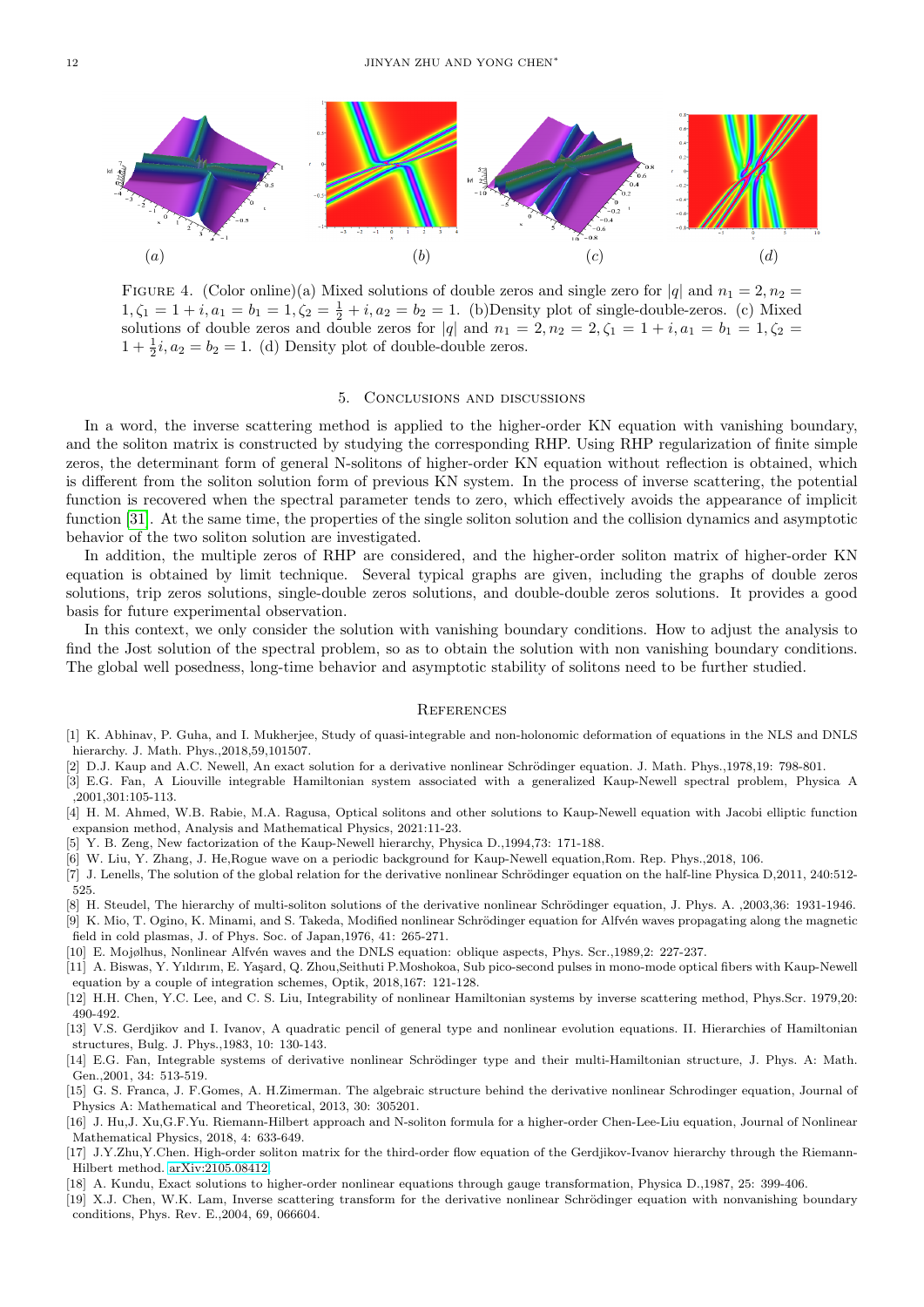FIGURE 4. (Color online)(a) Mixed solutions of double zeros and single zero for $|q|$ and $n_1 = 2, n_2 = 1, \zeta_1 = 1 + i, a_1 = b_1 = 1, \zeta_2 = \frac{1}{2} + i, a_2 = b_2 = 1$. (b)Density plot of single-double-zeros. (c) Mixed solutions of double zeros and double zeros for $|q|$ and $n_1 = 2, n_2 = 2, \zeta_1 = 1 + i, a_1 = b_1 = 1, \zeta_2 = 1 + \frac{1}{2}i, a_2 = b_2 = 1$. (d) Density plot of double-double zeros.

## 5. Conclusions and discussions

In a word, the inverse scattering method is applied to the higher-order KN equation with vanishing boundary, and the soliton matrix is constructed by studying the corresponding RHP. Using RHP regularization of finite simple zeros, the determinant form of general N-solitons of higher-order KN equation without reflection is obtained, which is different from the soliton solution form of previous KN system. In the process of inverse scattering, the potential function is recovered when the spectral parameter tends to zero, which effectively avoids the appearance of implicit function [31]. At the same time, the properties of the single soliton solution and the collision dynamics and asymptotic behavior of the two soliton solution are investigated.

In addition, the multiple zeros of RHP are considered, and the higher-order soliton matrix of higher-order KN equation is obtained by limit technique. Several typical graphs are given, including the graphs of double zeros solutions, trip zeros solutions, single-double zeros solutions, and double-double zeros solutions. It provides a good basis for future experimental observation.

In this context, we only consider the solution with vanishing boundary conditions. How to adjust the analysis to find the Jost solution of the spectral problem, so as to obtain the solution with non vanishing boundary conditions. The global well posedness, long-time behavior and asymptotic stability of solitons need to be further studied.

## References

[1] K. Abhinav, P. Guha, and I. Mukherjee, Study of quasi-integrable and non-holonomic deformation of equations in the NLS and DNLS hierarchy. J. Math. Phys.,2018,59,101507.

[2] D.J. Kaup and A.C. Newell, An exact solution for a derivative nonlinear Schrödinger equation. J. Math. Phys.,1978,19: 798-801.

[3] E.G. Fan, A Liouville integrable Hamiltonian system associated with a generalized Kaup-Newell spectral problem, Physica A ,2001,301:105-113.

[4] H. M. Ahmed, W.B. Rabie, M.A. Ragusa, Optical solitons and other solutions to Kaup-Newell equation with Jacobi elliptic function expansion method, Analysis and Mathematical Physics, 2021:11-23.

[5] Y. B. Zeng, New factorization of the Kaup-Newell hierarchy, Physica D.,1994,73: 171-188.

[6] W. Liu, Y. Zhang, J. He,Rogue wave on a periodic background for Kaup-Newell equation,Rom. Rep. Phys.,2018, 106.

[7] J. Lenells, The solution of the global relation for the derivative nonlinear Schrödinger equation on the half-line Physica D,2011, 240:512-525.

[8] H. Steudel, The hierarchy of multi-soliton solutions of the derivative nonlinear Schrödinger equation, J. Phys. A. ,2003,36: 1931-1946.

[9] K. Mio, T. Ogino, K. Minami, and S. Takeda, Modified nonlinear Schrödinger equation for Alfvén waves propagating along the magnetic field in cold plasmas, J. of Phys. Soc. of Japan,1976, 41: 265-271.

[10] E. Mojølhus, Nonlinear Alfvén waves and the DNLS equation: oblique aspects, Phys. Scr.,1989,2: 227-237.

[11] A. Biswas, Y. Yıldırım, E. Yaşard, Q. Zhou,Seithuti P.Moshokoa, Sub pico-second pulses in mono-mode optical fibers with Kaup-Newell equation by a couple of integration schemes, Optik, 2018,167: 121-128.

[12] H.H. Chen, Y.C. Lee, and C. S. Liu, Integrability of nonlinear Hamiltonian systems by inverse scattering method, Phys.Scr. 1979,20: 490-492.

[13] V.S. Gerdjikov and I. Ivanov, A quadratic pencil of general type and nonlinear evolution equations. II. Hierarchies of Hamiltonian structures, Bulg. J. Phys.,1983, 10: 130-143.

[14] E.G. Fan, Integrable systems of derivative nonlinear Schrödinger type and their multi-Hamiltonian structure, J. Phys. A: Math. Gen.,2001, 34: 513-519.

[15] G. S. Franca, J. F.Gomes, A. H.Zimerman. The algebraic structure behind the derivative nonlinear Schrodinger equation, Journal of Physics A: Mathematical and Theoretical, 2013, 30: 305201.

[16] J. Hu,J. Xu,G.F.Yu. Riemann-Hilbert approach and N-soliton formula for a higher-order Chen-Lee-Liu equation, Journal of Nonlinear Mathematical Physics, 2018, 4: 633-649.

[17] J.Y.Zhu,Y.Chen. High-order soliton matrix for the third-order flow equation of the Gerdjikov-Ivanov hierarchy through the Riemann-Hilbert method. arXiv:2105.08412.

[18] A. Kundu, Exact solutions to higher-order nonlinear equations through gauge transformation, Physica D.,1987, 25: 399-406.

[19] X.J. Chen, W.K. Lam, Inverse scattering transform for the derivative nonlinear Schrödinger equation with nonvanishing boundary conditions, Phys. Rev. E.,2004, 69, 066604.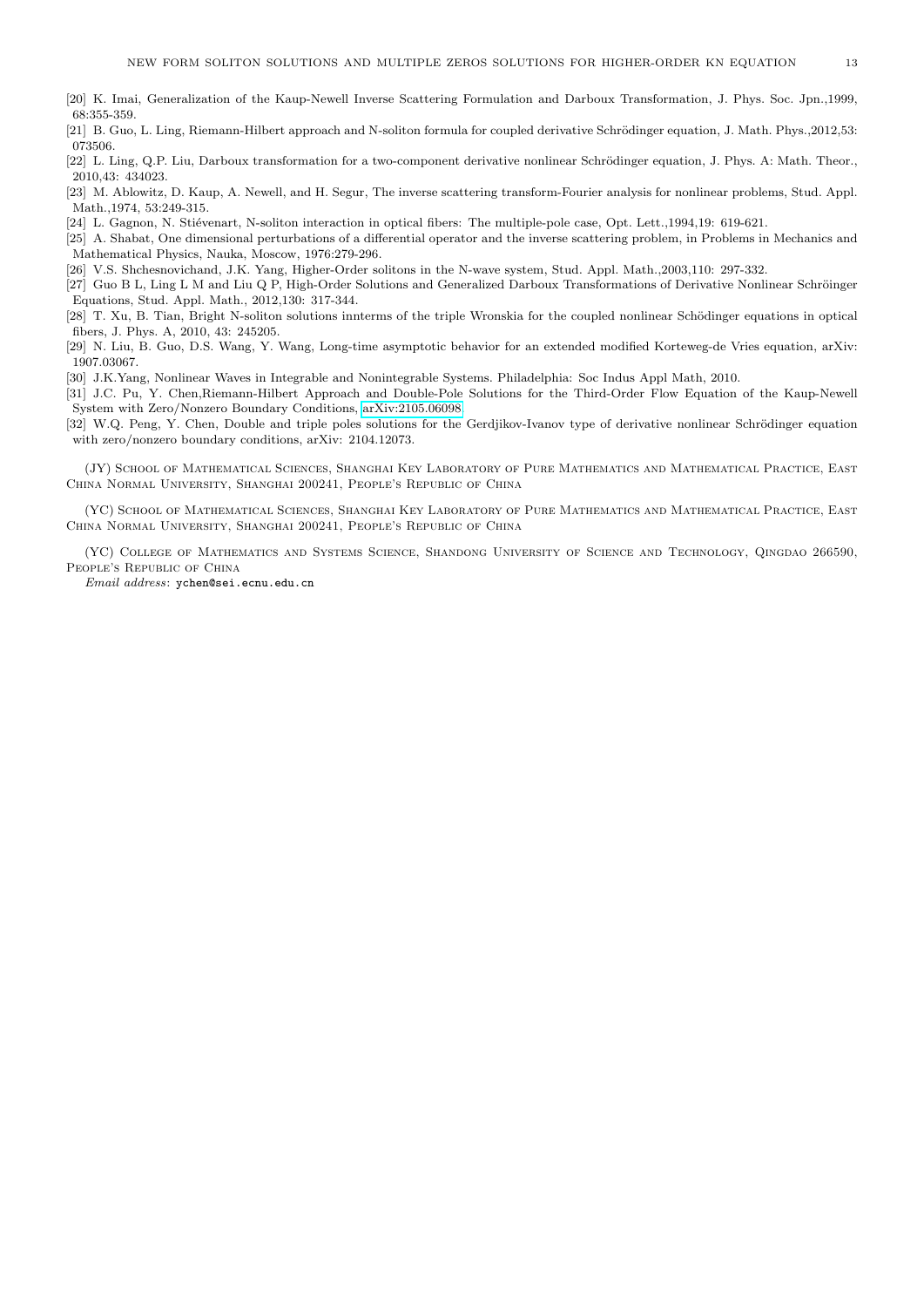[20] K. Imai, Generalization of the Kaup-Newell Inverse Scattering Formulation and Darboux Transformation, J. Phys. Soc. Jpn.,1999, 68:355-359.

[21] B. Guo, L. Ling, Riemann-Hilbert approach and N-soliton formula for coupled derivative Schrödinger equation, J. Math. Phys.,2012,53: 073506.

[22] L. Ling, Q.P. Liu, Darboux transformation for a two-component derivative nonlinear Schrödinger equation, J. Phys. A: Math. Theor., 2010,43: 434023.

[23] M. Ablowitz, D. Kaup, A. Newell, and H. Segur, The inverse scattering transform-Fourier analysis for nonlinear problems, Stud. Appl. Math.,1974, 53:249-315.

[24] L. Gagnon, N. Stiévenart, N-soliton interaction in optical fibers: The multiple-pole case, Opt. Lett.,1994,19: 619-621.

[25] A. Shabat, One dimensional perturbations of a differential operator and the inverse scattering problem, in Problems in Mechanics and Mathematical Physics, Nauka, Moscow, 1976:279-296.

[26] V.S. Shchesnovichand, J.K. Yang, Higher-Order solitons in the N-wave system, Stud. Appl. Math.,2003,110: 297-332.

[27] Guo B L, Ling L M and Liu Q P, High-Order Solutions and Generalized Darboux Transformations of Derivative Nonlinear Schröinger Equations, Stud. Appl. Math., 2012,130: 317-344.

[28] T. Xu, B. Tian, Bright N-soliton solutions innterms of the triple Wronskia for the coupled nonlinear Schödinger equations in optical fibers, J. Phys. A, 2010, 43: 245205.

[29] N. Liu, B. Guo, D.S. Wang, Y. Wang, Long-time asymptotic behavior for an extended modified Korteweg-de Vries equation, arXiv: 1907.03067.

[30] J.K.Yang, Nonlinear Waves in Integrable and Nonintegrable Systems. Philadelphia: Soc Indus Appl Math, 2010.

[31] J.C. Pu, Y. Chen,Riemann-Hilbert Approach and Double-Pole Solutions for the Third-Order Flow Equation of the Kaup-Newell System with Zero/Nonzero Boundary Conditions, arXiv:2105.06098.

[32] W.Q. Peng, Y. Chen, Double and triple poles solutions for the Gerdjikov-Ivanov type of derivative nonlinear Schrödinger equation with zero/nonzero boundary conditions, arXiv: 2104.12073.

(JY) School of Mathematical Sciences, Shanghai Key Laboratory of Pure Mathematics and Mathematical Practice, East China Normal University, Shanghai 200241, People's Republic of China

(YC) School of Mathematical Sciences, Shanghai Key Laboratory of Pure Mathematics and Mathematical Practice, East China Normal University, Shanghai 200241, People's Republic of China

(YC) College of Mathematics and Systems Science, Shandong University of Science and Technology, Qingdao 266590, People's Republic of China

*Email address*: ychen@sei.ecnu.edu.cn